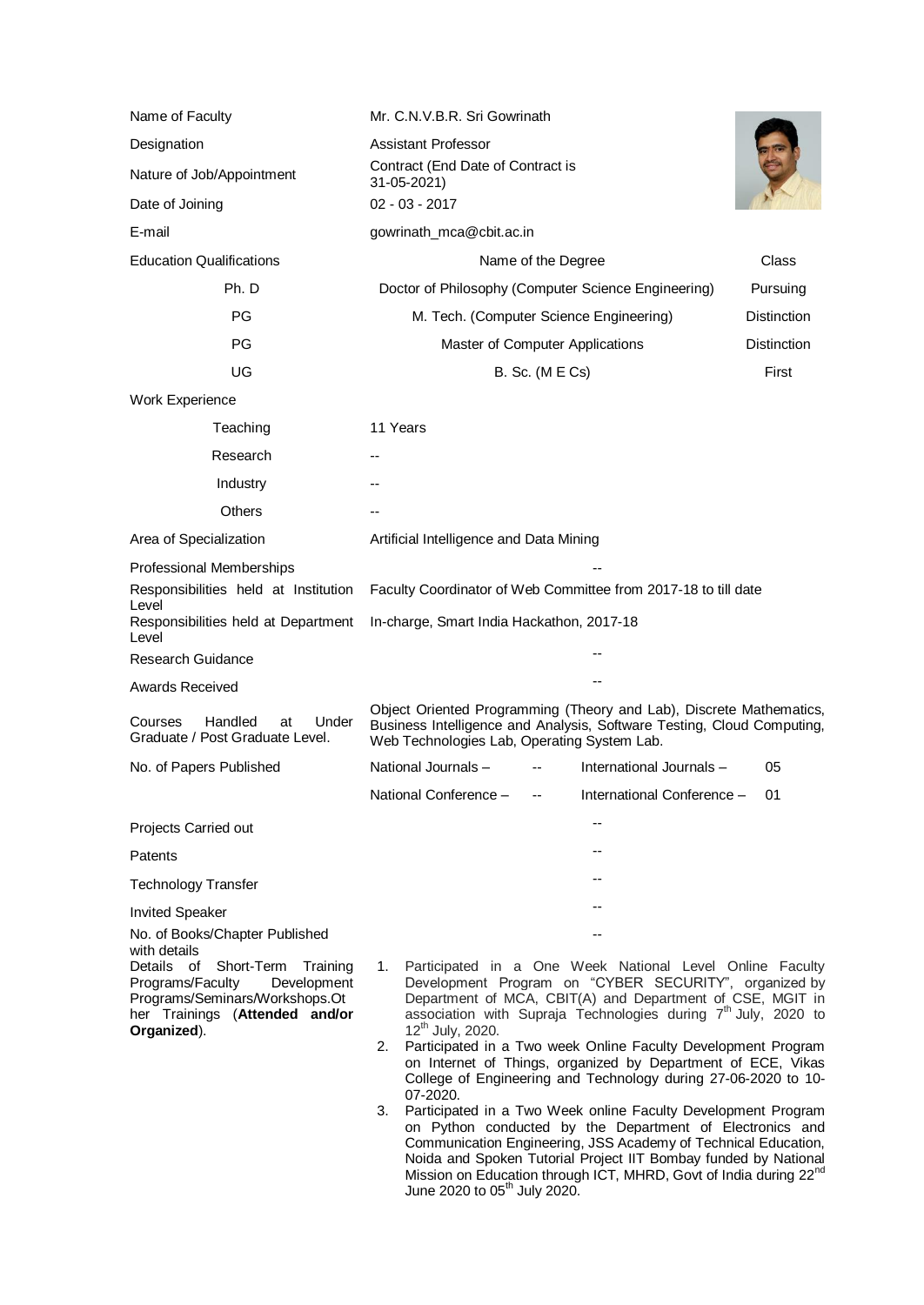| | | |
|---|---|---|
| Name of Faculty | Mr. C.N.V.B.R. Sri Gowrinath | |
| Designation | Assistant Professor | |
| Nature of Job/Appointment | Contract (End Date of Contract is 31-05-2021) | |
| Date of Joining | 02 - 03 - 2017 | |
| E-mail | gowrinath_mca@cbit.ac.in | |
| Education Qualifications | Name of the Degree | Class |
| Ph. D | Doctor of Philosophy (Computer Science Engineering) | Pursuing |
| PG | M. Tech. (Computer Science Engineering) | Distinction |
| PG | Master of Computer Applications | Distinction |
| UG | B. Sc. (M E Cs) | First |
| Work Experience | | |
| Teaching | 11 Years | |
| Research | -- | |
| Industry | -- | |
| Others | -- | |
| Area of Specialization | Artificial Intelligence and Data Mining | |
| Professional Memberships | -- | |
| Responsibilities held at Institution Level | Faculty Coordinator of Web Committee from 2017-18 to till date | |
| Responsibilities held at Department Level | In-charge, Smart India Hackathon, 2017-18 | |
| Research Guidance | -- | |
| Awards Received | -- | |
| Courses Handled at Under Graduate / Post Graduate Level. | Object Oriented Programming (Theory and Lab), Discrete Mathematics, Business Intelligence and Analysis, Software Testing, Cloud Computing, Web Technologies Lab, Operating System Lab. | |

| No. of Papers Published | | | | |
|---|---|---|---|---|
| | National Journals – | -- | International Journals – | 05 |
| | National Conference – | -- | International Conference – | 01 |

| | |
|---|---|
| Projects Carried out | -- |
| Patents | -- |
| Technology Transfer | -- |
| Invited Speaker | -- |
| No. of Books/Chapter Published with details | -- |

**Details of Short-Term Training Programs/Faculty Development Programs/Seminars/Workshops.Other Trainings (Attended and/or Organized).**

1. Participated in a One Week National Level Online Faculty Development Program on "CYBER SECURITY", organized by Department of MCA, CBIT(A) and Department of CSE, MGIT in association with Supraja Technologies during 7th July, 2020 to 12th July, 2020.
2. Participated in a Two week Online Faculty Development Program on Internet of Things, organized by Department of ECE, Vikas College of Engineering and Technology during 27-06-2020 to 10-07-2020.
3. Participated in a Two Week online Faculty Development Program on Python conducted by the Department of Electronics and Communication Engineering, JSS Academy of Technical Education, Noida and Spoken Tutorial Project IIT Bombay funded by National Mission on Education through ICT, MHRD, Govt of India during 22nd June 2020 to 05th July 2020.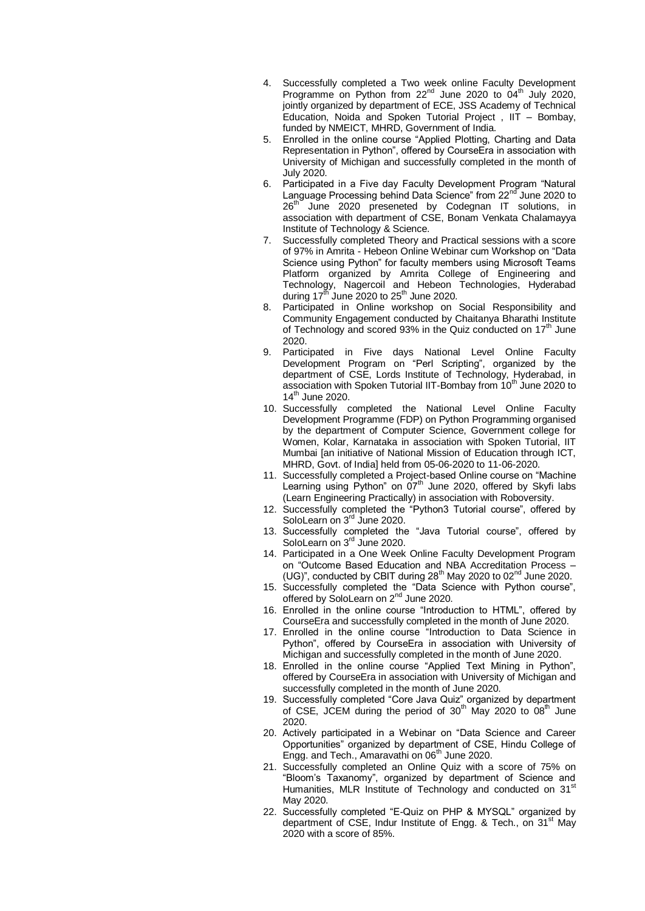4. Successfully completed a Two week online Faculty Development Programme on Python from 22nd June 2020 to 04th July 2020, jointly organized by department of ECE, JSS Academy of Technical Education, Noida and Spoken Tutorial Project , IIT – Bombay, funded by NMEICT, MHRD, Government of India.
5. Enrolled in the online course “Applied Plotting, Charting and Data Representation in Python”, offered by CourseEra in association with University of Michigan and successfully completed in the month of July 2020.
6. Participated in a Five day Faculty Development Program “Natural Language Processing behind Data Science” from 22nd June 2020 to 26th June 2020 preseneted by Codegnan IT solutions, in association with department of CSE, Bonam Venkata Chalamayya Institute of Technology & Science.
7. Successfully completed Theory and Practical sessions with a score of 97% in Amrita - Hebeon Online Webinar cum Workshop on “Data Science using Python” for faculty members using Microsoft Teams Platform organized by Amrita College of Engineering and Technology, Nagercoil and Hebeon Technologies, Hyderabad during 17th June 2020 to 25th June 2020.
8. Participated in Online workshop on Social Responsibility and Community Engagement conducted by Chaitanya Bharathi Institute of Technology and scored 93% in the Quiz conducted on 17th June 2020.
9. Participated in Five days National Level Online Faculty Development Program on “Perl Scripting”, organized by the department of CSE, Lords Institute of Technology, Hyderabad, in association with Spoken Tutorial IIT-Bombay from 10th June 2020 to 14th June 2020.
10. Successfully completed the National Level Online Faculty Development Programme (FDP) on Python Programming organised by the department of Computer Science, Government college for Women, Kolar, Karnataka in association with Spoken Tutorial, IIT Mumbai [an initiative of National Mission of Education through ICT, MHRD, Govt. of India] held from 05-06-2020 to 11-06-2020.
11. Successfully completed a Project-based Online course on “Machine Learning using Python” on 07th June 2020, offered by Skyfi labs (Learn Engineering Practically) in association with Roboversity.
12. Successfully completed the “Python3 Tutorial course”, offered by SoloLearn on 3rd June 2020.
13. Successfully completed the “Java Tutorial course”, offered by SoloLearn on 3rd June 2020.
14. Participated in a One Week Online Faculty Development Program on “Outcome Based Education and NBA Accreditation Process – (UG)”, conducted by CBIT during 28th May 2020 to 02nd June 2020.
15. Successfully completed the “Data Science with Python course”, offered by SoloLearn on 2nd June 2020.
16. Enrolled in the online course “Introduction to HTML”, offered by CourseEra and successfully completed in the month of June 2020.
17. Enrolled in the online course “Introduction to Data Science in Python”, offered by CourseEra in association with University of Michigan and successfully completed in the month of June 2020.
18. Enrolled in the online course “Applied Text Mining in Python”, offered by CourseEra in association with University of Michigan and successfully completed in the month of June 2020.
19. Successfully completed “Core Java Quiz” organized by department of CSE, JCEM during the period of 30th May 2020 to 08th June 2020.
20. Actively participated in a Webinar on “Data Science and Career Opportunities” organized by department of CSE, Hindu College of Engg. and Tech., Amaravathi on 06th June 2020.
21. Successfully completed an Online Quiz with a score of 75% on “Bloom’s Taxanomy”, organized by department of Science and Humanities, MLR Institute of Technology and conducted on 31st May 2020.
22. Successfully completed “E-Quiz on PHP & MYSQL” organized by department of CSE, Indur Institute of Engg. & Tech., on 31st May 2020 with a score of 85%.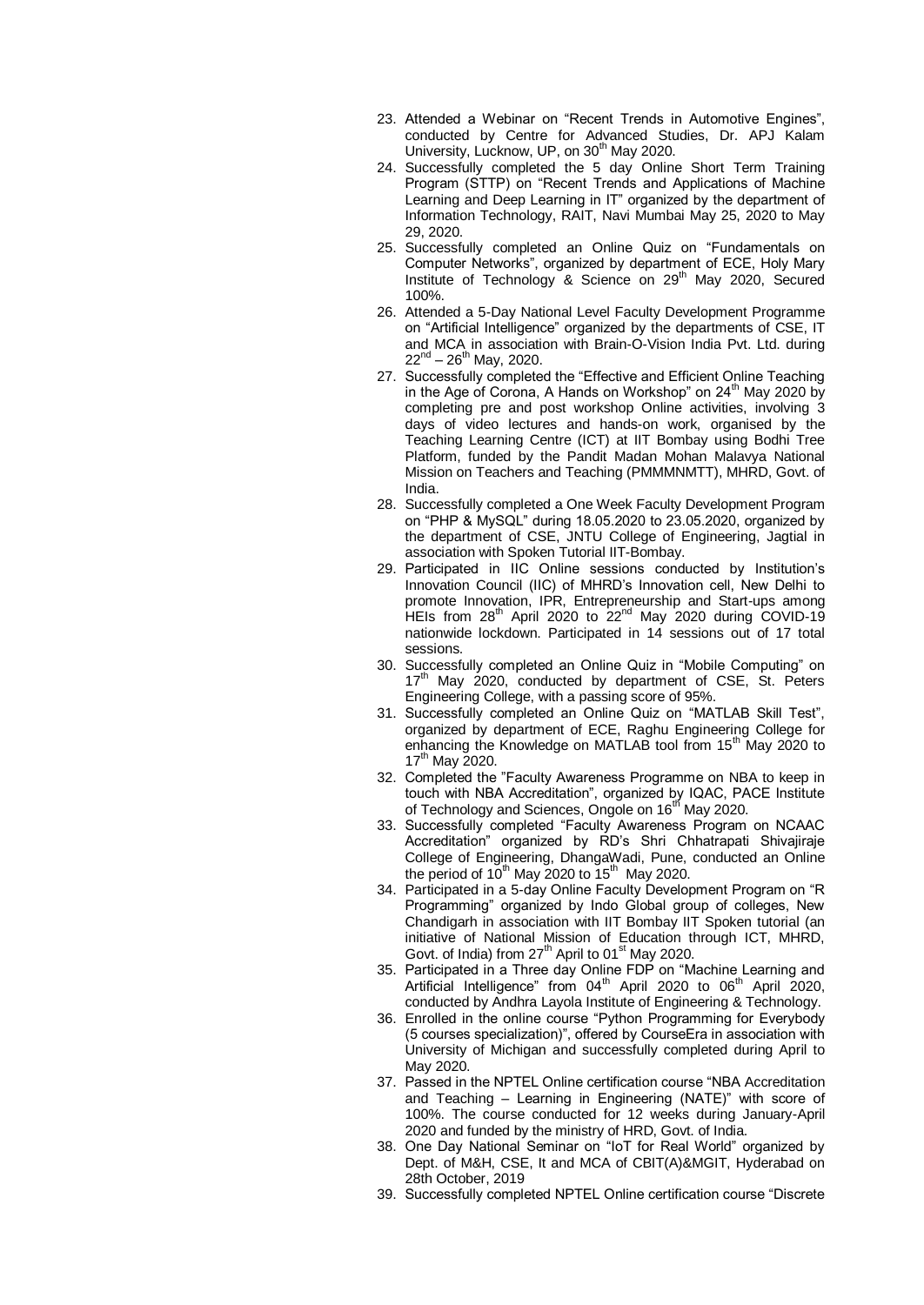23. Attended a Webinar on "Recent Trends in Automotive Engines", conducted by Centre for Advanced Studies, Dr. APJ Kalam University, Lucknow, UP, on 30th May 2020.
24. Successfully completed the 5 day Online Short Term Training Program (STTP) on "Recent Trends and Applications of Machine Learning and Deep Learning in IT" organized by the department of Information Technology, RAIT, Navi Mumbai May 25, 2020 to May 29, 2020.
25. Successfully completed an Online Quiz on "Fundamentals on Computer Networks", organized by department of ECE, Holy Mary Institute of Technology & Science on 29th May 2020, Secured 100%.
26. Attended a 5-Day National Level Faculty Development Programme on "Artificial Intelligence" organized by the departments of CSE, IT and MCA in association with Brain-O-Vision India Pvt. Ltd. during 22nd – 26th May, 2020.
27. Successfully completed the "Effective and Efficient Online Teaching in the Age of Corona, A Hands on Workshop" on 24th May 2020 by completing pre and post workshop Online activities, involving 3 days of video lectures and hands-on work, organised by the Teaching Learning Centre (ICT) at IIT Bombay using Bodhi Tree Platform, funded by the Pandit Madan Mohan Malavya National Mission on Teachers and Teaching (PMMMNMTT), MHRD, Govt. of India.
28. Successfully completed a One Week Faculty Development Program on "PHP & MySQL" during 18.05.2020 to 23.05.2020, organized by the department of CSE, JNTU College of Engineering, Jagtial in association with Spoken Tutorial IIT-Bombay.
29. Participated in IIC Online sessions conducted by Institution's Innovation Council (IIC) of MHRD's Innovation cell, New Delhi to promote Innovation, IPR, Entrepreneurship and Start-ups among HEIs from 28th April 2020 to 22nd May 2020 during COVID-19 nationwide lockdown. Participated in 14 sessions out of 17 total sessions.
30. Successfully completed an Online Quiz in "Mobile Computing" on 17th May 2020, conducted by department of CSE, St. Peters Engineering College, with a passing score of 95%.
31. Successfully completed an Online Quiz on "MATLAB Skill Test", organized by department of ECE, Raghu Engineering College for enhancing the Knowledge on MATLAB tool from 15th May 2020 to 17th May 2020.
32. Completed the "Faculty Awareness Programme on NBA to keep in touch with NBA Accreditation", organized by IQAC, PACE Institute of Technology and Sciences, Ongole on 16th May 2020.
33. Successfully completed "Faculty Awareness Program on NCAAC Accreditation" organized by RD's Shri Chhatrapati Shivajiraje College of Engineering, DhangaWadi, Pune, conducted an Online the period of 10th May 2020 to 15th May 2020.
34. Participated in a 5-day Online Faculty Development Program on "R Programming" organized by Indo Global group of colleges, New Chandigarh in association with IIT Bombay IIT Spoken tutorial (an initiative of National Mission of Education through ICT, MHRD, Govt. of India) from 27th April to 01st May 2020.
35. Participated in a Three day Online FDP on "Machine Learning and Artificial Intelligence" from 04th April 2020 to 06th April 2020, conducted by Andhra Layola Institute of Engineering & Technology.
36. Enrolled in the online course "Python Programming for Everybody (5 courses specialization)", offered by CourseEra in association with University of Michigan and successfully completed during April to May 2020.
37. Passed in the NPTEL Online certification course "NBA Accreditation and Teaching – Learning in Engineering (NATE)" with score of 100%. The course conducted for 12 weeks during January-April 2020 and funded by the ministry of HRD, Govt. of India.
38. One Day National Seminar on "IoT for Real World" organized by Dept. of M&H, CSE, It and MCA of CBIT(A)&MGIT, Hyderabad on 28th October, 2019
39. Successfully completed NPTEL Online certification course "Discrete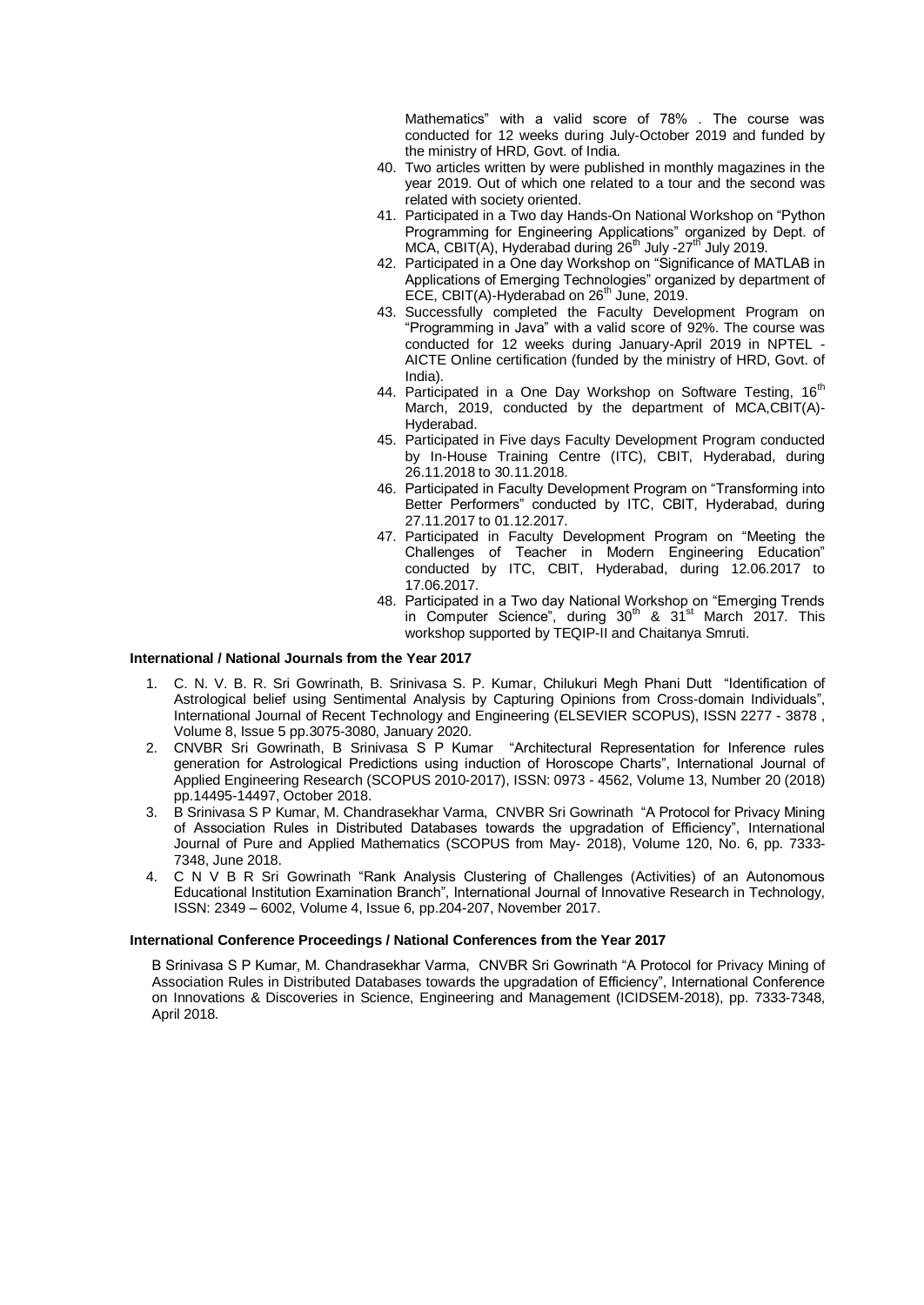Mathematics” with a valid score of 78% . The course was conducted for 12 weeks during July-October 2019 and funded by the ministry of HRD, Govt. of India.

40. Two articles written by were published in monthly magazines in the year 2019. Out of which one related to a tour and the second was related with society oriented.
41. Participated in a Two day Hands-On National Workshop on “Python Programming for Engineering Applications” organized by Dept. of MCA, CBIT(A), Hyderabad during 26th July -27th July 2019.
42. Participated in a One day Workshop on “Significance of MATLAB in Applications of Emerging Technologies” organized by department of ECE, CBIT(A)-Hyderabad on 26th June, 2019.
43. Successfully completed the Faculty Development Program on “Programming in Java” with a valid score of 92%. The course was conducted for 12 weeks during January-April 2019 in NPTEL - AICTE Online certification (funded by the ministry of HRD, Govt. of India).
44. Participated in a One Day Workshop on Software Testing, 16th March, 2019, conducted by the department of MCA,CBIT(A)-Hyderabad.
45. Participated in Five days Faculty Development Program conducted by In-House Training Centre (ITC), CBIT, Hyderabad, during 26.11.2018 to 30.11.2018.
46. Participated in Faculty Development Program on “Transforming into Better Performers” conducted by ITC, CBIT, Hyderabad, during 27.11.2017 to 01.12.2017.
47. Participated in Faculty Development Program on “Meeting the Challenges of Teacher in Modern Engineering Education” conducted by ITC, CBIT, Hyderabad, during 12.06.2017 to 17.06.2017.
48. Participated in a Two day National Workshop on “Emerging Trends in Computer Science”, during 30th & 31st March 2017. This workshop supported by TEQIP-II and Chaitanya Smruti.

**International / National Journals from the Year 2017**

1. C. N. V. B. R. Sri Gowrinath, B. Srinivasa S. P. Kumar, Chilukuri Megh Phani Dutt “Identification of Astrological belief using Sentimental Analysis by Capturing Opinions from Cross-domain Individuals”, International Journal of Recent Technology and Engineering (ELSEVIER SCOPUS), ISSN 2277 - 3878 , Volume 8, Issue 5 pp.3075-3080, January 2020.
2. CNVBR Sri Gowrinath, B Srinivasa S P Kumar “Architectural Representation for Inference rules generation for Astrological Predictions using induction of Horoscope Charts”, International Journal of Applied Engineering Research (SCOPUS 2010-2017), ISSN: 0973 - 4562, Volume 13, Number 20 (2018) pp.14495-14497, October 2018.
3. B Srinivasa S P Kumar, M. Chandrasekhar Varma, CNVBR Sri Gowrinath “A Protocol for Privacy Mining of Association Rules in Distributed Databases towards the upgradation of Efficiency”, International Journal of Pure and Applied Mathematics (SCOPUS from May- 2018), Volume 120, No. 6, pp. 7333-7348, June 2018.
4. C N V B R Sri Gowrinath “Rank Analysis Clustering of Challenges (Activities) of an Autonomous Educational Institution Examination Branch”, International Journal of Innovative Research in Technology, ISSN: 2349 – 6002, Volume 4, Issue 6, pp.204-207, November 2017.

**International Conference Proceedings / National Conferences from the Year 2017**

B Srinivasa S P Kumar, M. Chandrasekhar Varma, CNVBR Sri Gowrinath “A Protocol for Privacy Mining of Association Rules in Distributed Databases towards the upgradation of Efficiency”, International Conference on Innovations & Discoveries in Science, Engineering and Management (ICIDSEM-2018), pp. 7333-7348, April 2018.